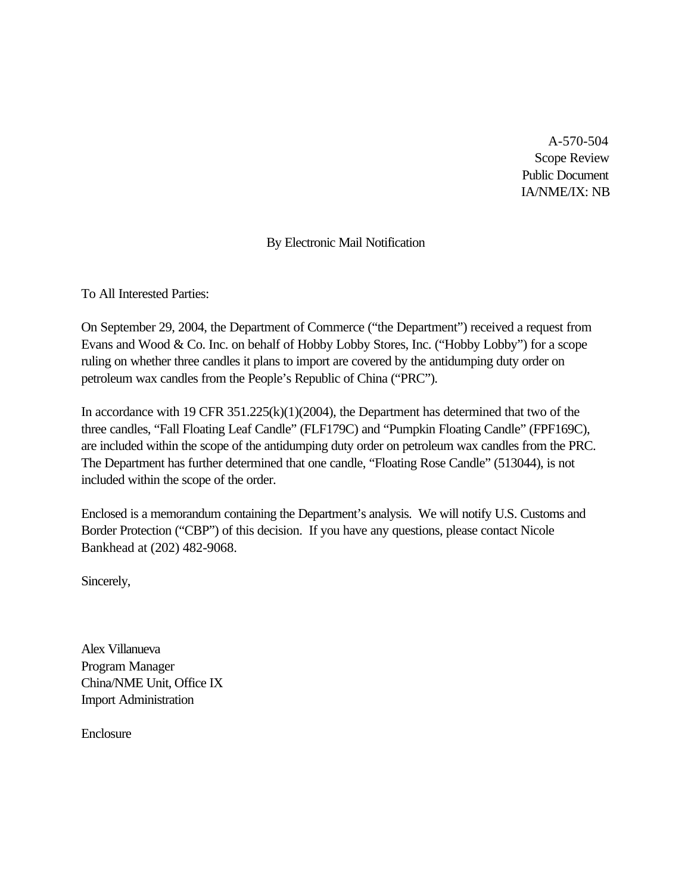A-570-504
Scope Review
Public Document
IA/NME/IX: NB

By Electronic Mail Notification

To All Interested Parties:

On September 29, 2004, the Department of Commerce ("the Department") received a request from Evans and Wood & Co. Inc. on behalf of Hobby Lobby Stores, Inc. ("Hobby Lobby") for a scope ruling on whether three candles it plans to import are covered by the antidumping duty order on petroleum wax candles from the People's Republic of China ("PRC").

In accordance with 19 CFR 351.225(k)(1)(2004), the Department has determined that two of the three candles, "Fall Floating Leaf Candle" (FLF179C) and "Pumpkin Floating Candle" (FPF169C), are included within the scope of the antidumping duty order on petroleum wax candles from the PRC. The Department has further determined that one candle, "Floating Rose Candle" (513044), is not included within the scope of the order.

Enclosed is a memorandum containing the Department's analysis. We will notify U.S. Customs and Border Protection ("CBP") of this decision. If you have any questions, please contact Nicole Bankhead at (202) 482-9068.

Sincerely,

Alex Villanueva
Program Manager
China/NME Unit, Office IX
Import Administration

Enclosure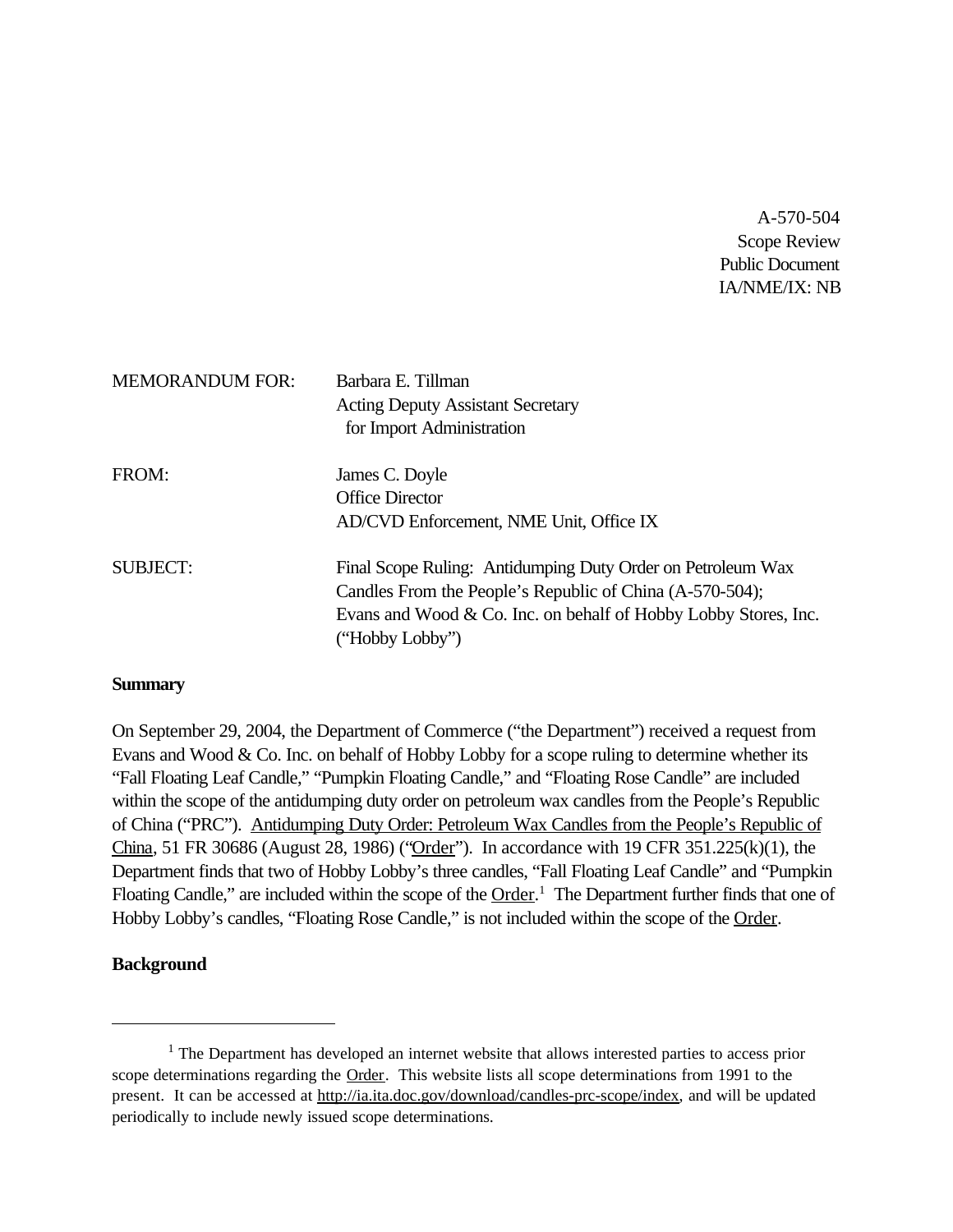A-570-504
Scope Review
Public Document
IA/NME/IX: NB

MEMORANDUM FOR: Barbara E. Tillman
Acting Deputy Assistant Secretary
for Import Administration

FROM: James C. Doyle
Office Director
AD/CVD Enforcement, NME Unit, Office IX

SUBJECT: Final Scope Ruling: Antidumping Duty Order on Petroleum Wax Candles From the People's Republic of China (A-570-504); Evans and Wood & Co. Inc. on behalf of Hobby Lobby Stores, Inc. ("Hobby Lobby")

**Summary**

On September 29, 2004, the Department of Commerce ("the Department") received a request from Evans and Wood & Co. Inc. on behalf of Hobby Lobby for a scope ruling to determine whether its "Fall Floating Leaf Candle," "Pumpkin Floating Candle," and "Floating Rose Candle" are included within the scope of the antidumping duty order on petroleum wax candles from the People's Republic of China ("PRC"). Antidumping Duty Order: Petroleum Wax Candles from the People's Republic of China, 51 FR 30686 (August 28, 1986) ("Order"). In accordance with 19 CFR 351.225(k)(1), the Department finds that two of Hobby Lobby's three candles, "Fall Floating Leaf Candle" and "Pumpkin Floating Candle," are included within the scope of the Order.[1] The Department further finds that one of Hobby Lobby's candles, "Floating Rose Candle," is not included within the scope of the Order.

**Background**

---

[1] The Department has developed an internet website that allows interested parties to access prior scope determinations regarding the Order. This website lists all scope determinations from 1991 to the present. It can be accessed at http://ia.ita.doc.gov/download/candles-prc-scope/index, and will be updated periodically to include newly issued scope determinations.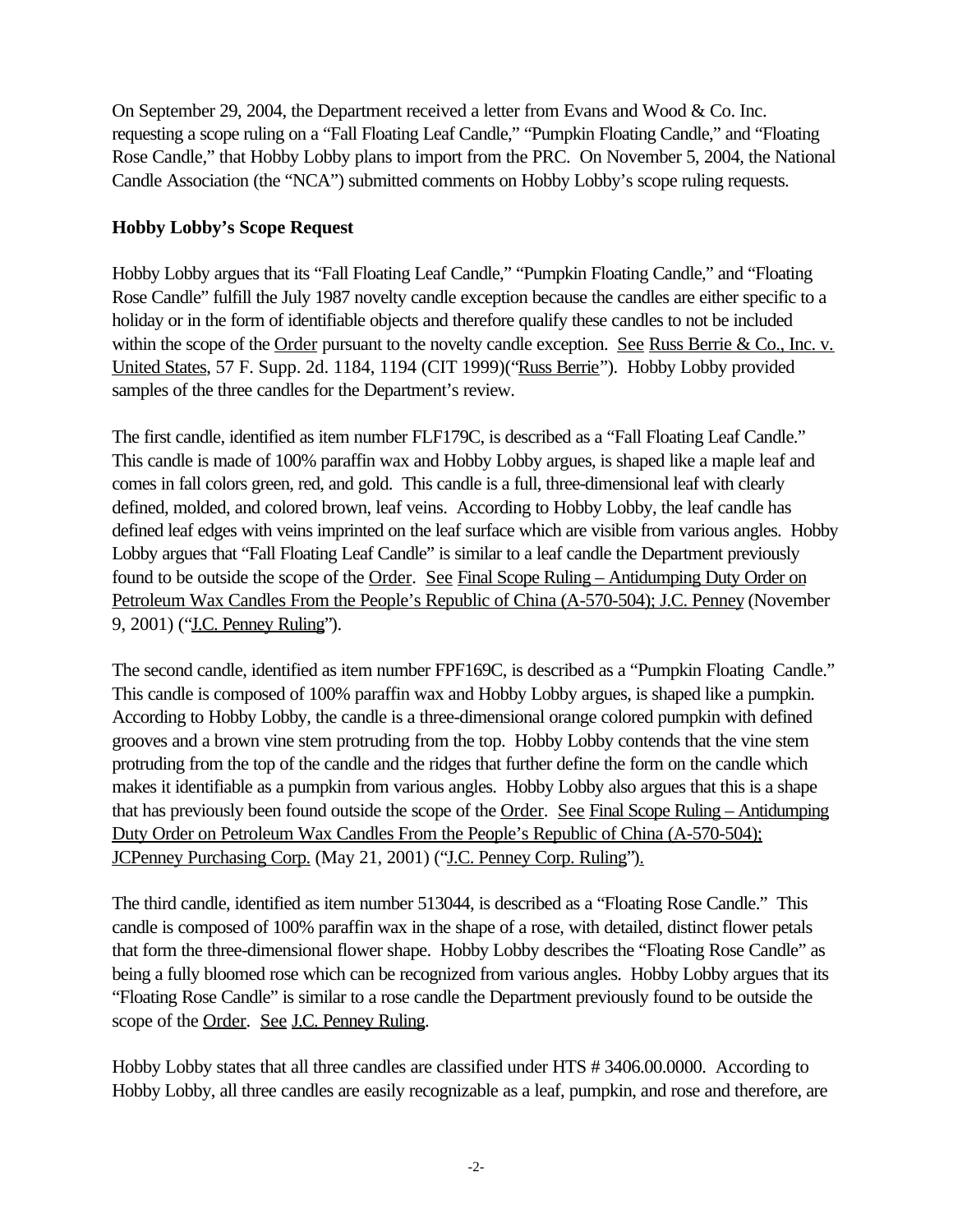On September 29, 2004, the Department received a letter from Evans and Wood & Co. Inc. requesting a scope ruling on a "Fall Floating Leaf Candle," "Pumpkin Floating Candle," and "Floating Rose Candle," that Hobby Lobby plans to import from the PRC. On November 5, 2004, the National Candle Association (the "NCA") submitted comments on Hobby Lobby's scope ruling requests.

**Hobby Lobby's Scope Request**

Hobby Lobby argues that its "Fall Floating Leaf Candle," "Pumpkin Floating Candle," and "Floating Rose Candle" fulfill the July 1987 novelty candle exception because the candles are either specific to a holiday or in the form of identifiable objects and therefore qualify these candles to not be included within the scope of the Order pursuant to the novelty candle exception. See Russ Berrie & Co., Inc. v. United States, 57 F. Supp. 2d. 1184, 1194 (CIT 1999)("Russ Berrie"). Hobby Lobby provided samples of the three candles for the Department's review.

The first candle, identified as item number FLF179C, is described as a "Fall Floating Leaf Candle." This candle is made of 100% paraffin wax and Hobby Lobby argues, is shaped like a maple leaf and comes in fall colors green, red, and gold. This candle is a full, three-dimensional leaf with clearly defined, molded, and colored brown, leaf veins. According to Hobby Lobby, the leaf candle has defined leaf edges with veins imprinted on the leaf surface which are visible from various angles. Hobby Lobby argues that "Fall Floating Leaf Candle" is similar to a leaf candle the Department previously found to be outside the scope of the Order. See Final Scope Ruling – Antidumping Duty Order on Petroleum Wax Candles From the People's Republic of China (A-570-504); J.C. Penney (November 9, 2001) ("J.C. Penney Ruling").

The second candle, identified as item number FPF169C, is described as a "Pumpkin Floating Candle." This candle is composed of 100% paraffin wax and Hobby Lobby argues, is shaped like a pumpkin. According to Hobby Lobby, the candle is a three-dimensional orange colored pumpkin with defined grooves and a brown vine stem protruding from the top. Hobby Lobby contends that the vine stem protruding from the top of the candle and the ridges that further define the form on the candle which makes it identifiable as a pumpkin from various angles. Hobby Lobby also argues that this is a shape that has previously been found outside the scope of the Order. See Final Scope Ruling – Antidumping Duty Order on Petroleum Wax Candles From the People's Republic of China (A-570-504); JCPenney Purchasing Corp. (May 21, 2001) ("J.C. Penney Corp. Ruling").

The third candle, identified as item number 513044, is described as a "Floating Rose Candle." This candle is composed of 100% paraffin wax in the shape of a rose, with detailed, distinct flower petals that form the three-dimensional flower shape. Hobby Lobby describes the "Floating Rose Candle" as being a fully bloomed rose which can be recognized from various angles. Hobby Lobby argues that its "Floating Rose Candle" is similar to a rose candle the Department previously found to be outside the scope of the Order. See J.C. Penney Ruling.

Hobby Lobby states that all three candles are classified under HTS # 3406.00.0000. According to Hobby Lobby, all three candles are easily recognizable as a leaf, pumpkin, and rose and therefore, are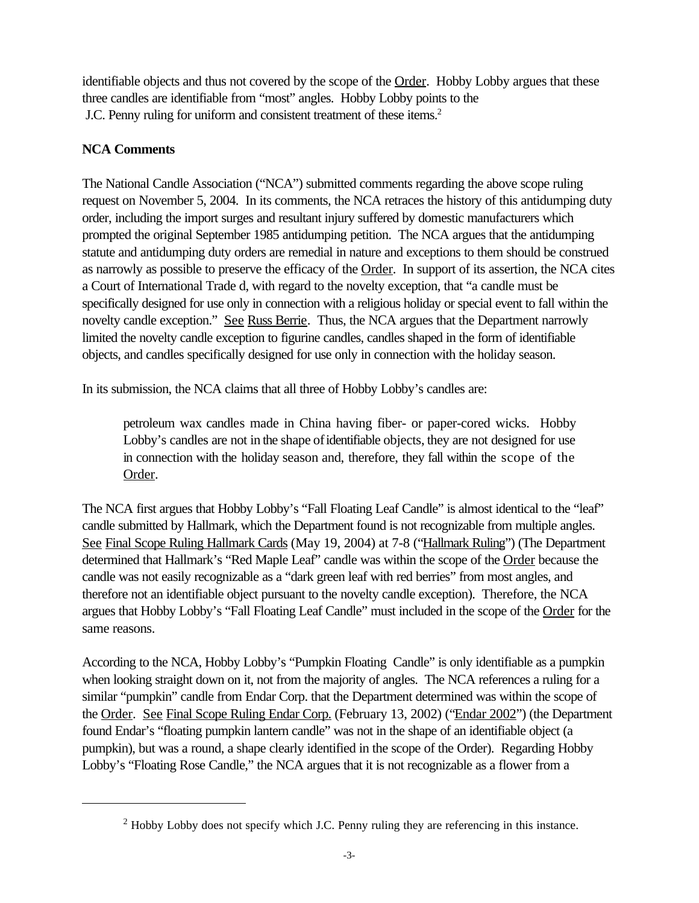identifiable objects and thus not covered by the scope of the Order. Hobby Lobby argues that these three candles are identifiable from "most" angles. Hobby Lobby points to the J.C. Penny ruling for uniform and consistent treatment of these items.[2]

**NCA Comments**

The National Candle Association ("NCA") submitted comments regarding the above scope ruling request on November 5, 2004. In its comments, the NCA retraces the history of this antidumping duty order, including the import surges and resultant injury suffered by domestic manufacturers which prompted the original September 1985 antidumping petition. The NCA argues that the antidumping statute and antidumping duty orders are remedial in nature and exceptions to them should be construed as narrowly as possible to preserve the efficacy of the Order. In support of its assertion, the NCA cites a Court of International Trade d, with regard to the novelty exception, that "a candle must be specifically designed for use only in connection with a religious holiday or special event to fall within the novelty candle exception." See Russ Berrie. Thus, the NCA argues that the Department narrowly limited the novelty candle exception to figurine candles, candles shaped in the form of identifiable objects, and candles specifically designed for use only in connection with the holiday season.

In its submission, the NCA claims that all three of Hobby Lobby's candles are:

> petroleum wax candles made in China having fiber- or paper-cored wicks. Hobby Lobby's candles are not in the shape of identifiable objects, they are not designed for use in connection with the holiday season and, therefore, they fall within the scope of the Order.

The NCA first argues that Hobby Lobby's "Fall Floating Leaf Candle" is almost identical to the "leaf" candle submitted by Hallmark, which the Department found is not recognizable from multiple angles. See Final Scope Ruling Hallmark Cards (May 19, 2004) at 7-8 ("Hallmark Ruling") (The Department determined that Hallmark's "Red Maple Leaf" candle was within the scope of the Order because the candle was not easily recognizable as a "dark green leaf with red berries" from most angles, and therefore not an identifiable object pursuant to the novelty candle exception). Therefore, the NCA argues that Hobby Lobby's "Fall Floating Leaf Candle" must included in the scope of the Order for the same reasons.

According to the NCA, Hobby Lobby's "Pumpkin Floating Candle" is only identifiable as a pumpkin when looking straight down on it, not from the majority of angles. The NCA references a ruling for a similar "pumpkin" candle from Endar Corp. that the Department determined was within the scope of the Order. See Final Scope Ruling Endar Corp. (February 13, 2002) ("Endar 2002") (the Department found Endar's "floating pumpkin lantern candle" was not in the shape of an identifiable object (a pumpkin), but was a round, a shape clearly identified in the scope of the Order). Regarding Hobby Lobby's "Floating Rose Candle," the NCA argues that it is not recognizable as a flower from a

[2] Hobby Lobby does not specify which J.C. Penny ruling they are referencing in this instance.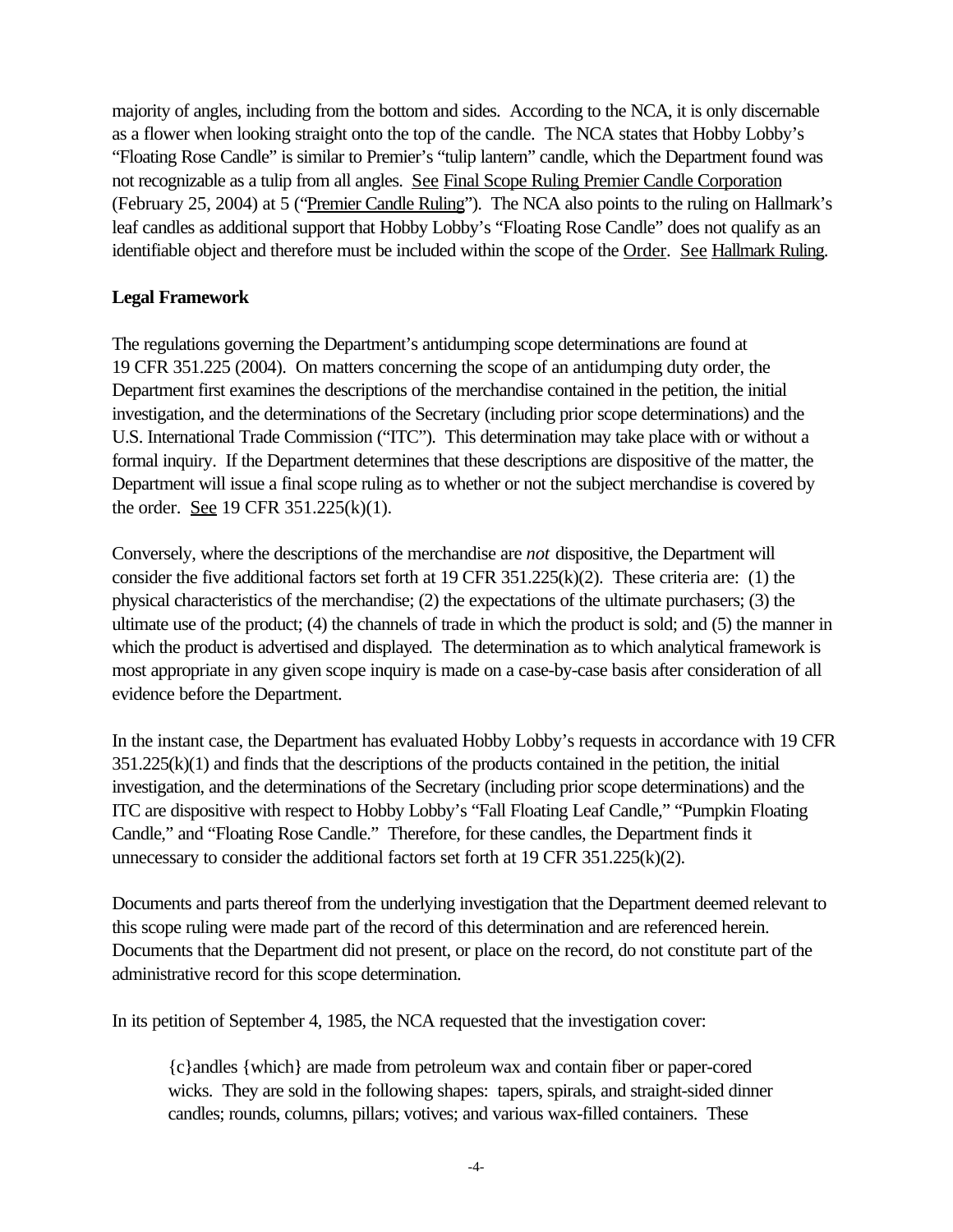majority of angles, including from the bottom and sides. According to the NCA, it is only discernable as a flower when looking straight onto the top of the candle. The NCA states that Hobby Lobby's "Floating Rose Candle" is similar to Premier's "tulip lantern" candle, which the Department found was not recognizable as a tulip from all angles. See Final Scope Ruling Premier Candle Corporation (February 25, 2004) at 5 ("Premier Candle Ruling"). The NCA also points to the ruling on Hallmark's leaf candles as additional support that Hobby Lobby's "Floating Rose Candle" does not qualify as an identifiable object and therefore must be included within the scope of the Order. See Hallmark Ruling.

**Legal Framework**

The regulations governing the Department's antidumping scope determinations are found at 19 CFR 351.225 (2004). On matters concerning the scope of an antidumping duty order, the Department first examines the descriptions of the merchandise contained in the petition, the initial investigation, and the determinations of the Secretary (including prior scope determinations) and the U.S. International Trade Commission ("ITC"). This determination may take place with or without a formal inquiry. If the Department determines that these descriptions are dispositive of the matter, the Department will issue a final scope ruling as to whether or not the subject merchandise is covered by the order. See 19 CFR 351.225(k)(1).

Conversely, where the descriptions of the merchandise are *not* dispositive, the Department will consider the five additional factors set forth at 19 CFR 351.225(k)(2). These criteria are: (1) the physical characteristics of the merchandise; (2) the expectations of the ultimate purchasers; (3) the ultimate use of the product; (4) the channels of trade in which the product is sold; and (5) the manner in which the product is advertised and displayed. The determination as to which analytical framework is most appropriate in any given scope inquiry is made on a case-by-case basis after consideration of all evidence before the Department.

In the instant case, the Department has evaluated Hobby Lobby's requests in accordance with 19 CFR 351.225(k)(1) and finds that the descriptions of the products contained in the petition, the initial investigation, and the determinations of the Secretary (including prior scope determinations) and the ITC are dispositive with respect to Hobby Lobby's "Fall Floating Leaf Candle," "Pumpkin Floating Candle," and "Floating Rose Candle." Therefore, for these candles, the Department finds it unnecessary to consider the additional factors set forth at 19 CFR 351.225(k)(2).

Documents and parts thereof from the underlying investigation that the Department deemed relevant to this scope ruling were made part of the record of this determination and are referenced herein. Documents that the Department did not present, or place on the record, do not constitute part of the administrative record for this scope determination.

In its petition of September 4, 1985, the NCA requested that the investigation cover:

> {c}andles {which} are made from petroleum wax and contain fiber or paper-cored wicks. They are sold in the following shapes: tapers, spirals, and straight-sided dinner candles; rounds, columns, pillars; votives; and various wax-filled containers. These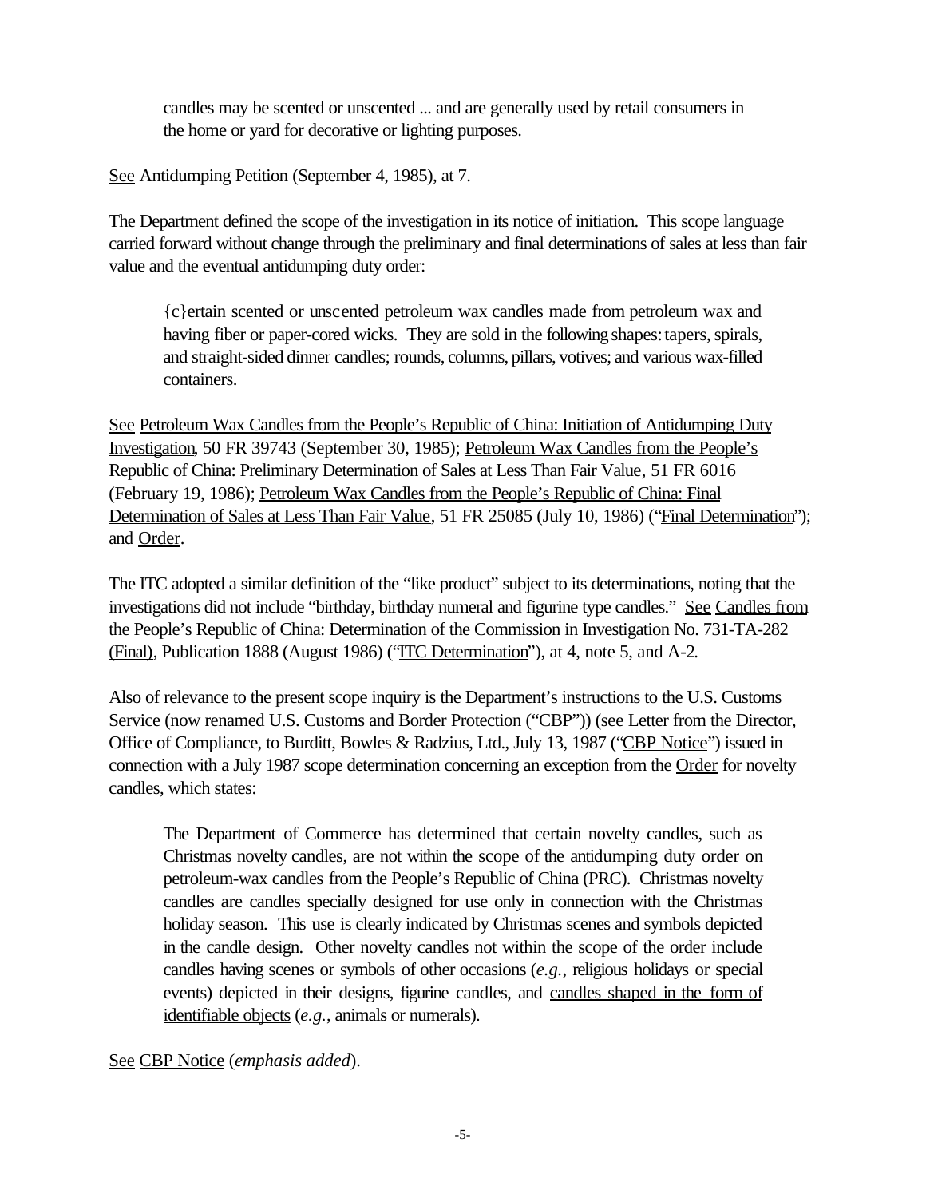> candles may be scented or unscented ... and are generally used by retail consumers in the home or yard for decorative or lighting purposes.

See Antidumping Petition (September 4, 1985), at 7.

The Department defined the scope of the investigation in its notice of initiation. This scope language carried forward without change through the preliminary and final determinations of sales at less than fair value and the eventual antidumping duty order:

> {c}ertain scented or unscented petroleum wax candles made from petroleum wax and having fiber or paper-cored wicks. They are sold in the following shapes: tapers, spirals, and straight-sided dinner candles; rounds, columns, pillars, votives; and various wax-filled containers.

See Petroleum Wax Candles from the People's Republic of China: Initiation of Antidumping Duty Investigation, 50 FR 39743 (September 30, 1985); Petroleum Wax Candles from the People's Republic of China: Preliminary Determination of Sales at Less Than Fair Value, 51 FR 6016 (February 19, 1986); Petroleum Wax Candles from the People's Republic of China: Final Determination of Sales at Less Than Fair Value, 51 FR 25085 (July 10, 1986) ("Final Determination"); and Order.

The ITC adopted a similar definition of the "like product" subject to its determinations, noting that the investigations did not include "birthday, birthday numeral and figurine type candles." See Candles from the People's Republic of China: Determination of the Commission in Investigation No. 731-TA-282 (Final), Publication 1888 (August 1986) ("ITC Determination"), at 4, note 5, and A-2.

Also of relevance to the present scope inquiry is the Department's instructions to the U.S. Customs Service (now renamed U.S. Customs and Border Protection ("CBP")) (see Letter from the Director, Office of Compliance, to Burditt, Bowles & Radzius, Ltd., July 13, 1987 ("CBP Notice") issued in connection with a July 1987 scope determination concerning an exception from the Order for novelty candles, which states:

> The Department of Commerce has determined that certain novelty candles, such as Christmas novelty candles, are not within the scope of the antidumping duty order on petroleum-wax candles from the People's Republic of China (PRC). Christmas novelty candles are candles specially designed for use only in connection with the Christmas holiday season. This use is clearly indicated by Christmas scenes and symbols depicted in the candle design. Other novelty candles not within the scope of the order include candles having scenes or symbols of other occasions (*e.g.*, religious holidays or special events) depicted in their designs, figurine candles, and candles shaped in the form of identifiable objects (*e.g.*, animals or numerals).

See CBP Notice (*emphasis added*).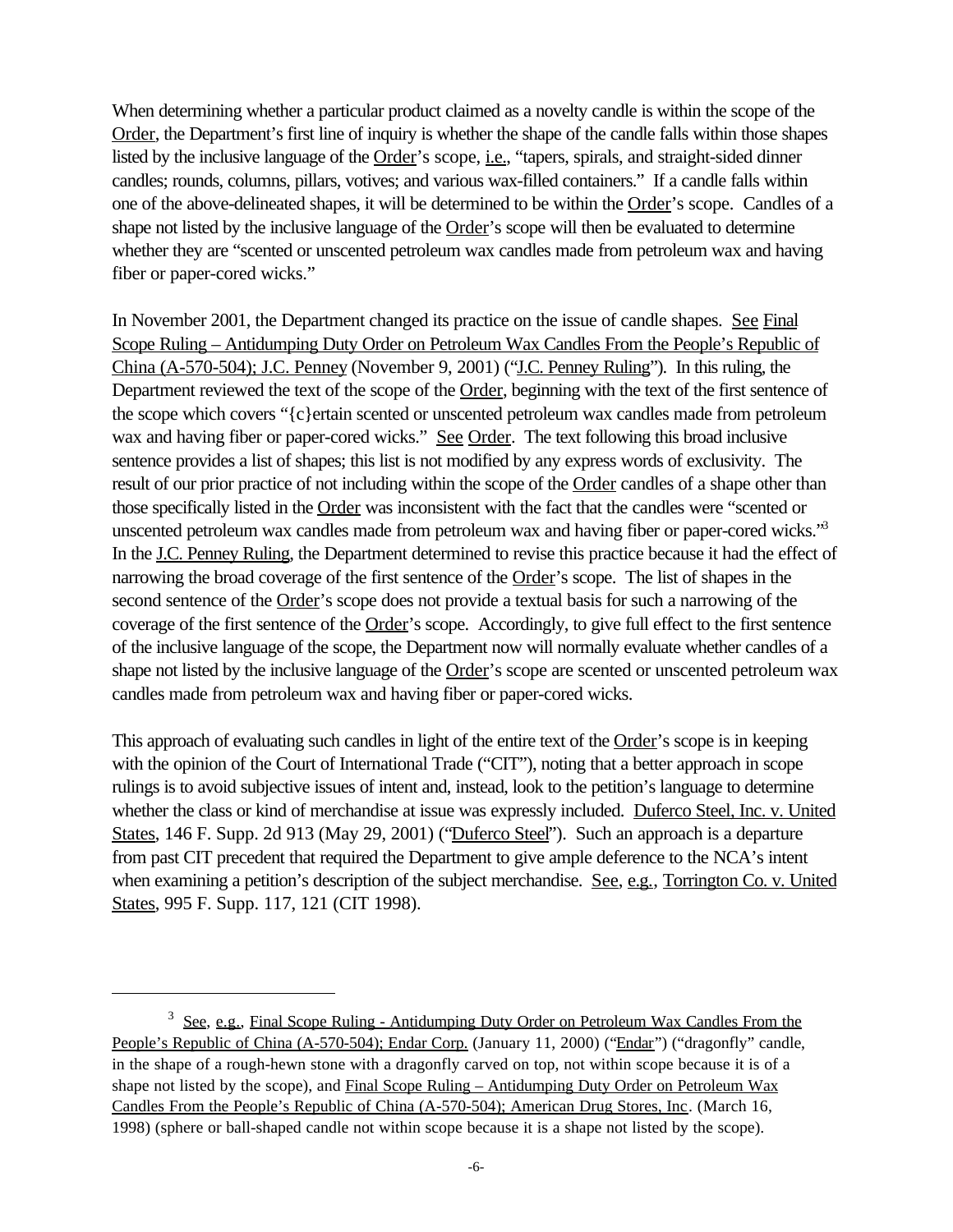When determining whether a particular product claimed as a novelty candle is within the scope of the Order, the Department's first line of inquiry is whether the shape of the candle falls within those shapes listed by the inclusive language of the Order's scope, i.e., "tapers, spirals, and straight-sided dinner candles; rounds, columns, pillars, votives; and various wax-filled containers." If a candle falls within one of the above-delineated shapes, it will be determined to be within the Order's scope. Candles of a shape not listed by the inclusive language of the Order's scope will then be evaluated to determine whether they are "scented or unscented petroleum wax candles made from petroleum wax and having fiber or paper-cored wicks."

In November 2001, the Department changed its practice on the issue of candle shapes. See Final Scope Ruling – Antidumping Duty Order on Petroleum Wax Candles From the People's Republic of China (A-570-504); J.C. Penney (November 9, 2001) ("J.C. Penney Ruling"). In this ruling, the Department reviewed the text of the scope of the Order, beginning with the text of the first sentence of the scope which covers "{c}ertain scented or unscented petroleum wax candles made from petroleum wax and having fiber or paper-cored wicks." See Order. The text following this broad inclusive sentence provides a list of shapes; this list is not modified by any express words of exclusivity. The result of our prior practice of not including within the scope of the Order candles of a shape other than those specifically listed in the Order was inconsistent with the fact that the candles were "scented or unscented petroleum wax candles made from petroleum wax and having fiber or paper-cored wicks."[3] In the J.C. Penney Ruling, the Department determined to revise this practice because it had the effect of narrowing the broad coverage of the first sentence of the Order's scope. The list of shapes in the second sentence of the Order's scope does not provide a textual basis for such a narrowing of the coverage of the first sentence of the Order's scope. Accordingly, to give full effect to the first sentence of the inclusive language of the scope, the Department now will normally evaluate whether candles of a shape not listed by the inclusive language of the Order's scope are scented or unscented petroleum wax candles made from petroleum wax and having fiber or paper-cored wicks.

This approach of evaluating such candles in light of the entire text of the Order's scope is in keeping with the opinion of the Court of International Trade ("CIT"), noting that a better approach in scope rulings is to avoid subjective issues of intent and, instead, look to the petition's language to determine whether the class or kind of merchandise at issue was expressly included. Duferco Steel, Inc. v. United States, 146 F. Supp. 2d 913 (May 29, 2001) ("Duferco Steel"). Such an approach is a departure from past CIT precedent that required the Department to give ample deference to the NCA's intent when examining a petition's description of the subject merchandise. See, e.g., Torrington Co. v. United States, 995 F. Supp. 117, 121 (CIT 1998).

---

[3] See, e.g., Final Scope Ruling - Antidumping Duty Order on Petroleum Wax Candles From the People's Republic of China (A-570-504); Endar Corp. (January 11, 2000) ("Endar") ("dragonfly" candle, in the shape of a rough-hewn stone with a dragonfly carved on top, not within scope because it is of a shape not listed by the scope), and Final Scope Ruling – Antidumping Duty Order on Petroleum Wax Candles From the People's Republic of China (A-570-504); American Drug Stores, Inc. (March 16, 1998) (sphere or ball-shaped candle not within scope because it is a shape not listed by the scope).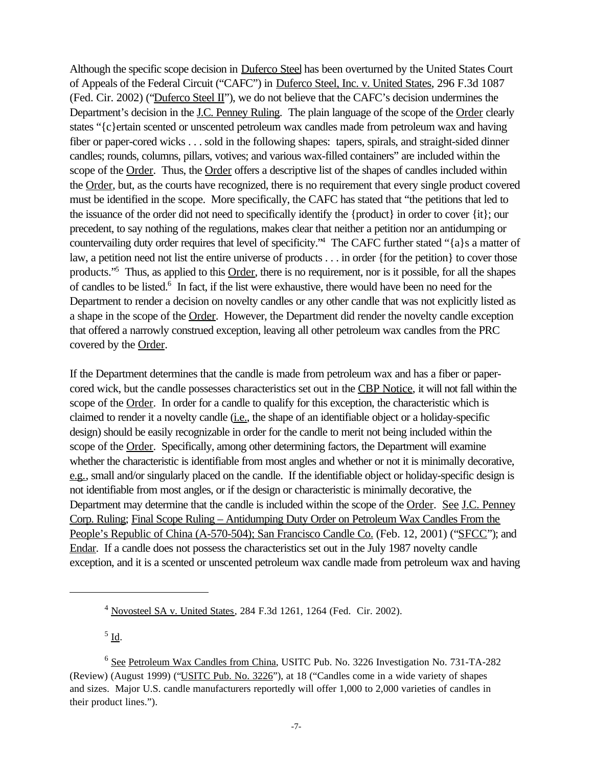Although the specific scope decision in Duferco Steel has been overturned by the United States Court of Appeals of the Federal Circuit ("CAFC") in Duferco Steel, Inc. v. United States, 296 F.3d 1087 (Fed. Cir. 2002) ("Duferco Steel II"), we do not believe that the CAFC's decision undermines the Department's decision in the J.C. Penney Ruling. The plain language of the scope of the Order clearly states "{c}ertain scented or unscented petroleum wax candles made from petroleum wax and having fiber or paper-cored wicks . . . sold in the following shapes: tapers, spirals, and straight-sided dinner candles; rounds, columns, pillars, votives; and various wax-filled containers" are included within the scope of the Order. Thus, the Order offers a descriptive list of the shapes of candles included within the Order, but, as the courts have recognized, there is no requirement that every single product covered must be identified in the scope. More specifically, the CAFC has stated that "the petitions that led to the issuance of the order did not need to specifically identify the {product} in order to cover {it}; our precedent, to say nothing of the regulations, makes clear that neither a petition nor an antidumping or countervailing duty order requires that level of specificity."[4] The CAFC further stated "{a}s a matter of law, a petition need not list the entire universe of products . . . in order {for the petition} to cover those products."[5] Thus, as applied to this Order, there is no requirement, nor is it possible, for all the shapes of candles to be listed.[6] In fact, if the list were exhaustive, there would have been no need for the Department to render a decision on novelty candles or any other candle that was not explicitly listed as a shape in the scope of the Order. However, the Department did render the novelty candle exception that offered a narrowly construed exception, leaving all other petroleum wax candles from the PRC covered by the Order.

If the Department determines that the candle is made from petroleum wax and has a fiber or paper-cored wick, but the candle possesses characteristics set out in the CBP Notice, it will not fall within the scope of the Order. In order for a candle to qualify for this exception, the characteristic which is claimed to render it a novelty candle (i.e., the shape of an identifiable object or a holiday-specific design) should be easily recognizable in order for the candle to merit not being included within the scope of the Order. Specifically, among other determining factors, the Department will examine whether the characteristic is identifiable from most angles and whether or not it is minimally decorative, e.g., small and/or singularly placed on the candle. If the identifiable object or holiday-specific design is not identifiable from most angles, or if the design or characteristic is minimally decorative, the Department may determine that the candle is included within the scope of the Order. See J.C. Penney Corp. Ruling; Final Scope Ruling – Antidumping Duty Order on Petroleum Wax Candles From the People's Republic of China (A-570-504); San Francisco Candle Co. (Feb. 12, 2001) ("SFCC"); and Endar. If a candle does not possess the characteristics set out in the July 1987 novelty candle exception, and it is a scented or unscented petroleum wax candle made from petroleum wax and having

---

[4] Novosteel SA v. United States, 284 F.3d 1261, 1264 (Fed. Cir. 2002).

[5] Id.

[6] See Petroleum Wax Candles from China, USITC Pub. No. 3226 Investigation No. 731-TA-282 (Review) (August 1999) ("USITC Pub. No. 3226"), at 18 ("Candles come in a wide variety of shapes and sizes. Major U.S. candle manufacturers reportedly will offer 1,000 to 2,000 varieties of candles in their product lines.").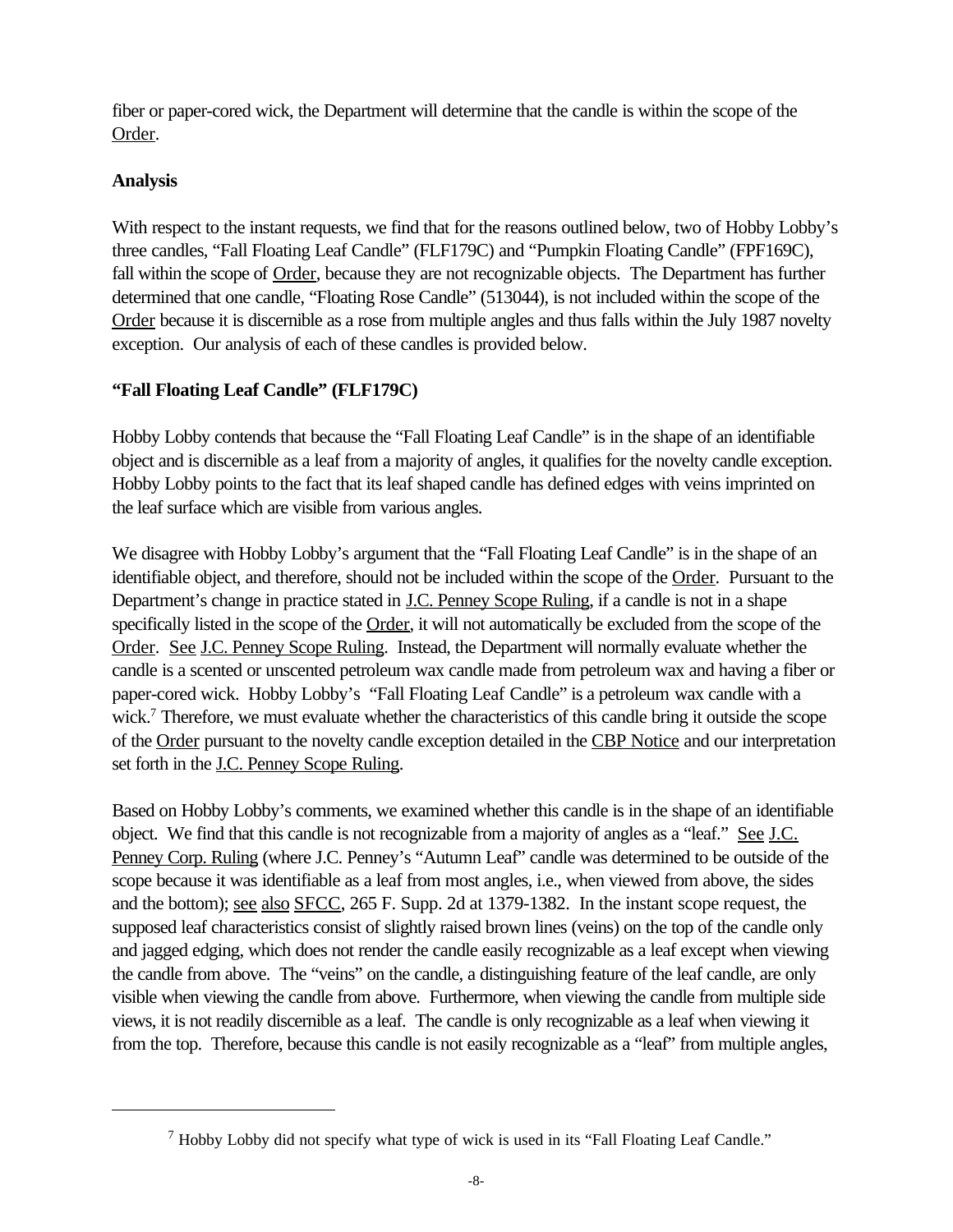fiber or paper-cored wick, the Department will determine that the candle is within the scope of the Order.

**Analysis**

With respect to the instant requests, we find that for the reasons outlined below, two of Hobby Lobby's three candles, "Fall Floating Leaf Candle" (FLF179C) and "Pumpkin Floating Candle" (FPF169C), fall within the scope of Order, because they are not recognizable objects. The Department has further determined that one candle, "Floating Rose Candle" (513044), is not included within the scope of the Order because it is discernible as a rose from multiple angles and thus falls within the July 1987 novelty exception. Our analysis of each of these candles is provided below.

**"Fall Floating Leaf Candle" (FLF179C)**

Hobby Lobby contends that because the "Fall Floating Leaf Candle" is in the shape of an identifiable object and is discernible as a leaf from a majority of angles, it qualifies for the novelty candle exception. Hobby Lobby points to the fact that its leaf shaped candle has defined edges with veins imprinted on the leaf surface which are visible from various angles.

We disagree with Hobby Lobby's argument that the "Fall Floating Leaf Candle" is in the shape of an identifiable object, and therefore, should not be included within the scope of the Order. Pursuant to the Department's change in practice stated in J.C. Penney Scope Ruling, if a candle is not in a shape specifically listed in the scope of the Order, it will not automatically be excluded from the scope of the Order. See J.C. Penney Scope Ruling. Instead, the Department will normally evaluate whether the candle is a scented or unscented petroleum wax candle made from petroleum wax and having a fiber or paper-cored wick. Hobby Lobby's "Fall Floating Leaf Candle" is a petroleum wax candle with a wick.[7] Therefore, we must evaluate whether the characteristics of this candle bring it outside the scope of the Order pursuant to the novelty candle exception detailed in the CBP Notice and our interpretation set forth in the J.C. Penney Scope Ruling.

Based on Hobby Lobby's comments, we examined whether this candle is in the shape of an identifiable object. We find that this candle is not recognizable from a majority of angles as a "leaf." See J.C. Penney Corp. Ruling (where J.C. Penney's "Autumn Leaf" candle was determined to be outside of the scope because it was identifiable as a leaf from most angles, i.e., when viewed from above, the sides and the bottom); see also SFCC, 265 F. Supp. 2d at 1379-1382. In the instant scope request, the supposed leaf characteristics consist of slightly raised brown lines (veins) on the top of the candle only and jagged edging, which does not render the candle easily recognizable as a leaf except when viewing the candle from above. The "veins" on the candle, a distinguishing feature of the leaf candle, are only visible when viewing the candle from above. Furthermore, when viewing the candle from multiple side views, it is not readily discernible as a leaf. The candle is only recognizable as a leaf when viewing it from the top. Therefore, because this candle is not easily recognizable as a "leaf" from multiple angles,

[7] Hobby Lobby did not specify what type of wick is used in its "Fall Floating Leaf Candle."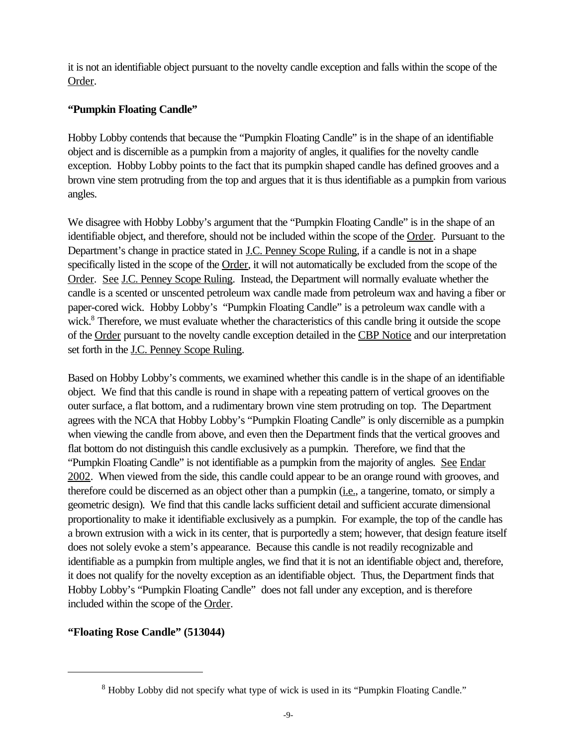it is not an identifiable object pursuant to the novelty candle exception and falls within the scope of the Order.

**"Pumpkin Floating Candle"**

Hobby Lobby contends that because the "Pumpkin Floating Candle" is in the shape of an identifiable object and is discernible as a pumpkin from a majority of angles, it qualifies for the novelty candle exception. Hobby Lobby points to the fact that its pumpkin shaped candle has defined grooves and a brown vine stem protruding from the top and argues that it is thus identifiable as a pumpkin from various angles.

We disagree with Hobby Lobby's argument that the "Pumpkin Floating Candle" is in the shape of an identifiable object, and therefore, should not be included within the scope of the Order. Pursuant to the Department's change in practice stated in J.C. Penney Scope Ruling, if a candle is not in a shape specifically listed in the scope of the Order, it will not automatically be excluded from the scope of the Order. See J.C. Penney Scope Ruling. Instead, the Department will normally evaluate whether the candle is a scented or unscented petroleum wax candle made from petroleum wax and having a fiber or paper-cored wick. Hobby Lobby's "Pumpkin Floating Candle" is a petroleum wax candle with a wick.[8] Therefore, we must evaluate whether the characteristics of this candle bring it outside the scope of the Order pursuant to the novelty candle exception detailed in the CBP Notice and our interpretation set forth in the J.C. Penney Scope Ruling.

Based on Hobby Lobby's comments, we examined whether this candle is in the shape of an identifiable object. We find that this candle is round in shape with a repeating pattern of vertical grooves on the outer surface, a flat bottom, and a rudimentary brown vine stem protruding on top. The Department agrees with the NCA that Hobby Lobby's "Pumpkin Floating Candle" is only discernible as a pumpkin when viewing the candle from above, and even then the Department finds that the vertical grooves and flat bottom do not distinguish this candle exclusively as a pumpkin. Therefore, we find that the "Pumpkin Floating Candle" is not identifiable as a pumpkin from the majority of angles. See Endar 2002. When viewed from the side, this candle could appear to be an orange round with grooves, and therefore could be discerned as an object other than a pumpkin (i.e., a tangerine, tomato, or simply a geometric design). We find that this candle lacks sufficient detail and sufficient accurate dimensional proportionality to make it identifiable exclusively as a pumpkin. For example, the top of the candle has a brown extrusion with a wick in its center, that is purportedly a stem; however, that design feature itself does not solely evoke a stem's appearance. Because this candle is not readily recognizable and identifiable as a pumpkin from multiple angles, we find that it is not an identifiable object and, therefore, it does not qualify for the novelty exception as an identifiable object. Thus, the Department finds that Hobby Lobby's "Pumpkin Floating Candle" does not fall under any exception, and is therefore included within the scope of the Order.

**"Floating Rose Candle" (513044)**

[8] Hobby Lobby did not specify what type of wick is used in its "Pumpkin Floating Candle."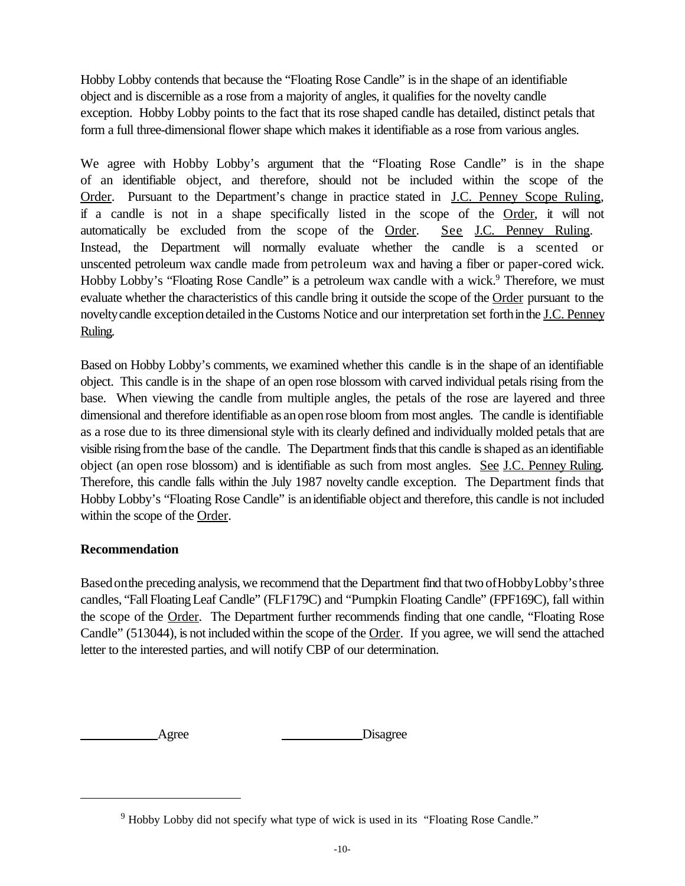Hobby Lobby contends that because the "Floating Rose Candle" is in the shape of an identifiable object and is discernible as a rose from a majority of angles, it qualifies for the novelty candle exception. Hobby Lobby points to the fact that its rose shaped candle has detailed, distinct petals that form a full three-dimensional flower shape which makes it identifiable as a rose from various angles.

We agree with Hobby Lobby's argument that the "Floating Rose Candle" is in the shape of an identifiable object, and therefore, should not be included within the scope of the Order. Pursuant to the Department's change in practice stated in J.C. Penney Scope Ruling, if a candle is not in a shape specifically listed in the scope of the Order, it will not automatically be excluded from the scope of the Order. See J.C. Penney Ruling. Instead, the Department will normally evaluate whether the candle is a scented or unscented petroleum wax candle made from petroleum wax and having a fiber or paper-cored wick. Hobby Lobby's "Floating Rose Candle" is a petroleum wax candle with a wick.[9] Therefore, we must evaluate whether the characteristics of this candle bring it outside the scope of the Order pursuant to the novelty candle exception detailed in the Customs Notice and our interpretation set forth in the J.C. Penney Ruling.

Based on Hobby Lobby's comments, we examined whether this candle is in the shape of an identifiable object. This candle is in the shape of an open rose blossom with carved individual petals rising from the base. When viewing the candle from multiple angles, the petals of the rose are layered and three dimensional and therefore identifiable as an open rose bloom from most angles. The candle is identifiable as a rose due to its three dimensional style with its clearly defined and individually molded petals that are visible rising from the base of the candle. The Department finds that this candle is shaped as an identifiable object (an open rose blossom) and is identifiable as such from most angles. See J.C. Penney Ruling. Therefore, this candle falls within the July 1987 novelty candle exception. The Department finds that Hobby Lobby's "Floating Rose Candle" is an identifiable object and therefore, this candle is not included within the scope of the Order.

**Recommendation**

Based on the preceding analysis, we recommend that the Department find that two of Hobby Lobby's three candles, "Fall Floating Leaf Candle" (FLF179C) and "Pumpkin Floating Candle" (FPF169C), fall within the scope of the Order. The Department further recommends finding that one candle, "Floating Rose Candle" (513044), is not included within the scope of the Order. If you agree, we will send the attached letter to the interested parties, and will notify CBP of our determination.

\_\_\_\_\_\_\_\_\_\_\_\_ Agree &nbsp;&nbsp;&nbsp;&nbsp;&nbsp;&nbsp;&nbsp;&nbsp;&nbsp;&nbsp;&nbsp;&nbsp; \_\_\_\_\_\_\_\_\_\_\_\_ Disagree

---

[9] Hobby Lobby did not specify what type of wick is used in its "Floating Rose Candle."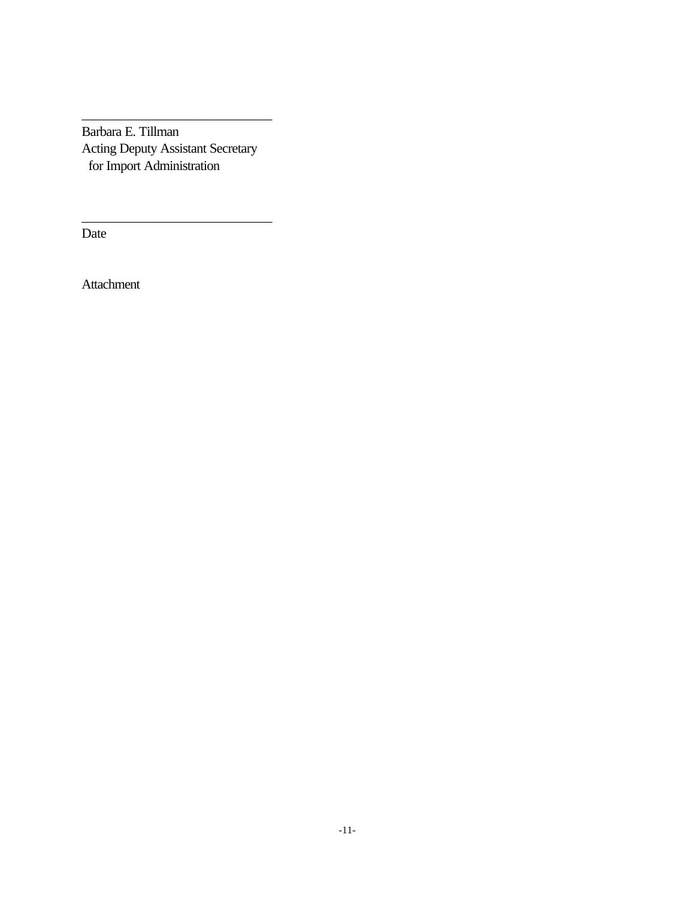______________________________
Barbara E. Tillman
Acting Deputy Assistant Secretary
for Import Administration

______________________________
Date

Attachment